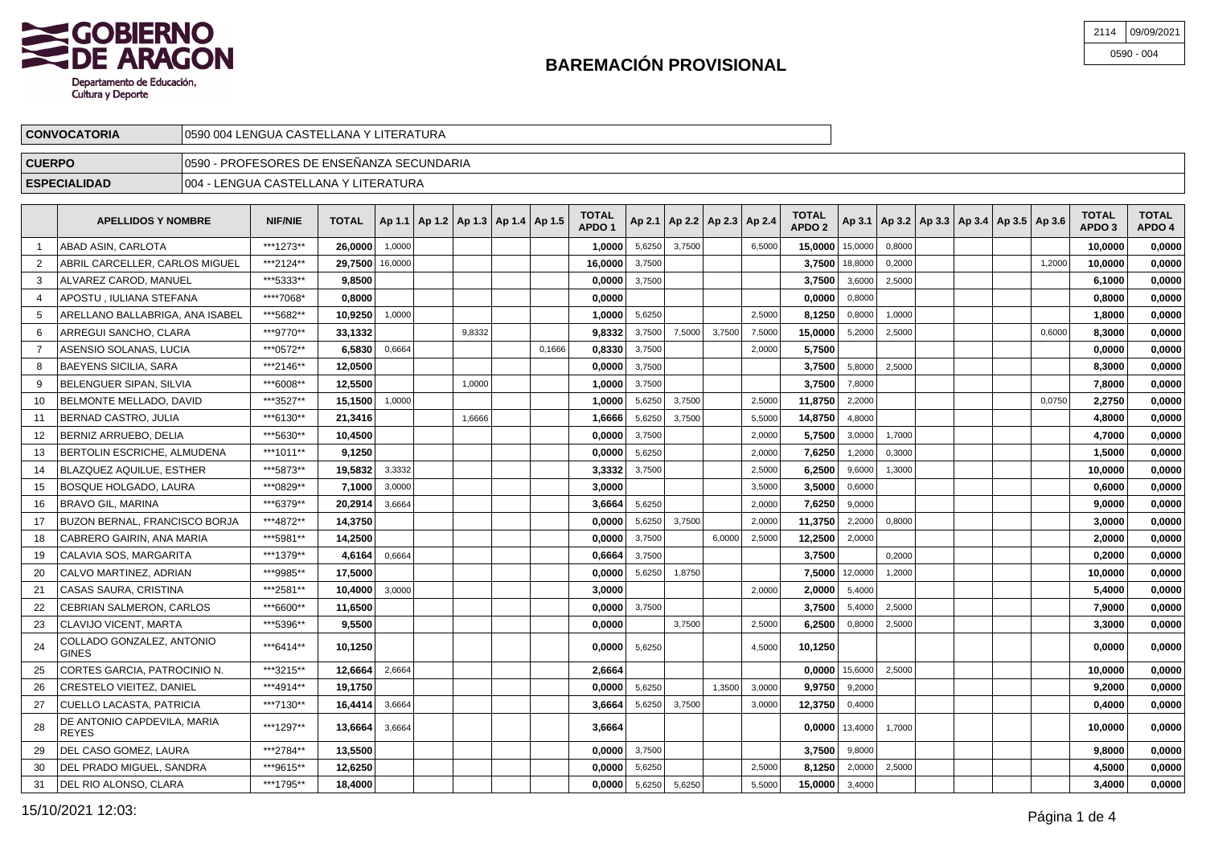# BAREMACIÓN PROVISIONAL

| 2114 | 09/09/2021 |
|---|---|
| 0590 - 004 | |

| | |
|---|---|
| **CONVOCATORIA** | 0590 004 LENGUA CASTELLANA Y LITERATURA |
| **CUERPO** | 0590 - PROFESORES DE ENSEÑANZA SECUNDARIA |
| **ESPECIALIDAD** | 004 - LENGUA CASTELLANA Y LITERATURA |

| | APELLIDOS Y NOMBRE | NIF/NIE | TOTAL | Ap 1.1 | Ap 1.2 | Ap 1.3 | Ap 1.4 | Ap 1.5 | TOTAL APDO 1 | Ap 2.1 | Ap 2.2 | Ap 2.3 | Ap 2.4 | TOTAL APDO 2 | Ap 3.1 | Ap 3.2 | Ap 3.3 | Ap 3.4 | Ap 3.5 | Ap 3.6 | TOTAL APDO 3 | TOTAL APDO 4 |
|---|---|---|---|---|---|---|---|---|---|---|---|---|---|---|---|---|---|---|---|---|---|---|
| 1 | ABAD ASIN, CARLOTA | ***1273** | **26,0000** | 1,0000 | | | | | **1,0000** | 5,6250 | 3,7500 | | 6,5000 | **15,0000** | 15,0000 | 0,8000 | | | | | **10,0000** | **0,0000** |
| 2 | ABRIL CARCELLER, CARLOS MIGUEL | ***2124** | **29,7500** | 16,0000 | | | | | **16,0000** | 3,7500 | | | | **3,7500** | 18,8000 | 0,2000 | | | | 1,2000 | **10,0000** | **0,0000** |
| 3 | ALVAREZ CAROD, MANUEL | ***5333** | **9,8500** | | | | | | **0,0000** | 3,7500 | | | | **3,7500** | 3,6000 | 2,5000 | | | | | **6,1000** | **0,0000** |
| 4 | APOSTU , IULIANA STEFANA | ****7068* | **0,8000** | | | | | | **0,0000** | | | | | **0,0000** | 0,8000 | | | | | | **0,8000** | **0,0000** |
| 5 | ARELLANO BALLABRIGA, ANA ISABEL | ***5682** | **10,9250** | 1,0000 | | | | | **1,0000** | 5,6250 | | | 2,5000 | **8,1250** | 0,8000 | 1,0000 | | | | | **1,8000** | **0,0000** |
| 6 | ARREGUI SANCHO, CLARA | ***9770** | **33,1332** | | | 9,8332 | | | **9,8332** | 3,7500 | 7,5000 | 3,7500 | 7,5000 | **15,0000** | 5,2000 | 2,5000 | | | | 0,6000 | **8,3000** | **0,0000** |
| 7 | ASENSIO SOLANAS, LUCIA | ***0572** | **6,5830** | 0,6664 | | | | 0,1666 | **0,8330** | 3,7500 | | | 2,0000 | **5,7500** | | | | | | | **0,0000** | **0,0000** |
| 8 | BAEYENS SICILIA, SARA | ***2146** | **12,0500** | | | | | | **0,0000** | 3,7500 | | | | **3,7500** | 5,8000 | 2,5000 | | | | | **8,3000** | **0,0000** |
| 9 | BELENGUER SIPAN, SILVIA | ***6008** | **12,5500** | | | 1,0000 | | | **1,0000** | 3,7500 | | | | **3,7500** | 7,8000 | | | | | | **7,8000** | **0,0000** |
| 10 | BELMONTE MELLADO, DAVID | ***3527** | **15,1500** | 1,0000 | | | | | **1,0000** | 5,6250 | 3,7500 | | 2,5000 | **11,8750** | 2,2000 | | | | | 0,0750 | **2,2750** | **0,0000** |
| 11 | BERNAD CASTRO, JULIA | ***6130** | **21,3416** | | | 1,6666 | | | **1,6666** | 5,6250 | 3,7500 | | 5,5000 | **14,8750** | 4,8000 | | | | | | **4,8000** | **0,0000** |
| 12 | BERNIZ ARRUEBO, DELIA | ***5630** | **10,4500** | | | | | | **0,0000** | 3,7500 | | | 2,0000 | **5,7500** | 3,0000 | 1,7000 | | | | | **4,7000** | **0,0000** |
| 13 | BERTOLIN ESCRICHE, ALMUDENA | ***1011** | **9,1250** | | | | | | **0,0000** | 5,6250 | | | 2,0000 | **7,6250** | 1,2000 | 0,3000 | | | | | **1,5000** | **0,0000** |
| 14 | BLAZQUEZ AQUILUE, ESTHER | ***5873** | **19,5832** | 3,3332 | | | | | **3,3332** | 3,7500 | | | 2,5000 | **6,2500** | 9,6000 | 1,3000 | | | | | **10,0000** | **0,0000** |
| 15 | BOSQUE HOLGADO, LAURA | ***0829** | **7,1000** | 3,0000 | | | | | **3,0000** | | | | 3,5000 | **3,5000** | 0,6000 | | | | | | **0,6000** | **0,0000** |
| 16 | BRAVO GIL, MARINA | ***6379** | **20,2914** | 3,6664 | | | | | **3,6664** | 5,6250 | | | 2,0000 | **7,6250** | 9,0000 | | | | | | **9,0000** | **0,0000** |
| 17 | BUZON BERNAL, FRANCISCO BORJA | ***4872** | **14,3750** | | | | | | **0,0000** | 5,6250 | 3,7500 | | 2,0000 | **11,3750** | 2,2000 | 0,8000 | | | | | **3,0000** | **0,0000** |
| 18 | CABRERO GAIRIN, ANA MARIA | ***5981** | **14,2500** | | | | | | **0,0000** | 3,7500 | | 6,0000 | 2,5000 | **12,2500** | 2,0000 | | | | | | **2,0000** | **0,0000** |
| 19 | CALAVIA SOS, MARGARITA | ***1379** | **4,6164** | 0,6664 | | | | | **0,6664** | 3,7500 | | | | **3,7500** | | 0,2000 | | | | | **0,2000** | **0,0000** |
| 20 | CALVO MARTINEZ, ADRIAN | ***9985** | **17,5000** | | | | | | **0,0000** | 5,6250 | 1,8750 | | | **7,5000** | 12,0000 | 1,2000 | | | | | **10,0000** | **0,0000** |
| 21 | CASAS SAURA, CRISTINA | ***2581** | **10,4000** | 3,0000 | | | | | **3,0000** | | | | 2,0000 | **2,0000** | 5,4000 | | | | | | **5,4000** | **0,0000** |
| 22 | CEBRIAN SALMERON, CARLOS | ***6600** | **11,6500** | | | | | | **0,0000** | 3,7500 | | | | **3,7500** | 5,4000 | 2,5000 | | | | | **7,9000** | **0,0000** |
| 23 | CLAVIJO VICENT, MARTA | ***5396** | **9,5500** | | | | | | **0,0000** | | 3,7500 | | 2,5000 | **6,2500** | 0,8000 | 2,5000 | | | | | **3,3000** | **0,0000** |
| 24 | COLLADO GONZALEZ, ANTONIO GINES | ***6414** | **10,1250** | | | | | | **0,0000** | 5,6250 | | | 4,5000 | **10,1250** | | | | | | | **0,0000** | **0,0000** |
| 25 | CORTES GARCIA, PATROCINIO N. | ***3215** | **12,6664** | 2,6664 | | | | | **2,6664** | | | | | **0,0000** | 15,6000 | 2,5000 | | | | | **10,0000** | **0,0000** |
| 26 | CRESTELO VIEITEZ, DANIEL | ***4914** | **19,1750** | | | | | | **0,0000** | 5,6250 | | 1,3500 | 3,0000 | **9,9750** | 9,2000 | | | | | | **9,2000** | **0,0000** |
| 27 | CUELLO LACASTA, PATRICIA | ***7130** | **16,4414** | 3,6664 | | | | | **3,6664** | 5,6250 | 3,7500 | | 3,0000 | **12,3750** | 0,4000 | | | | | | **0,4000** | **0,0000** |
| 28 | DE ANTONIO CAPDEVILA, MARIA REYES | ***1297** | **13,6664** | 3,6664 | | | | | **3,6664** | | | | | **0,0000** | 13,4000 | 1,7000 | | | | | **10,0000** | **0,0000** |
| 29 | DEL CASO GOMEZ, LAURA | ***2784** | **13,5500** | | | | | | **0,0000** | 3,7500 | | | | **3,7500** | 9,8000 | | | | | | **9,8000** | **0,0000** |
| 30 | DEL PRADO MIGUEL, SANDRA | ***9615** | **12,6250** | | | | | | **0,0000** | 5,6250 | | | 2,5000 | **8,1250** | 2,0000 | 2,5000 | | | | | **4,5000** | **0,0000** |
| 31 | DEL RIO ALONSO, CLARA | ***1795** | **18,4000** | | | | | | **0,0000** | 5,6250 | 5,6250 | | 5,5000 | **15,0000** | 3,4000 | | | | | | **3,4000** | **0,0000** |

15/10/2021 12:03: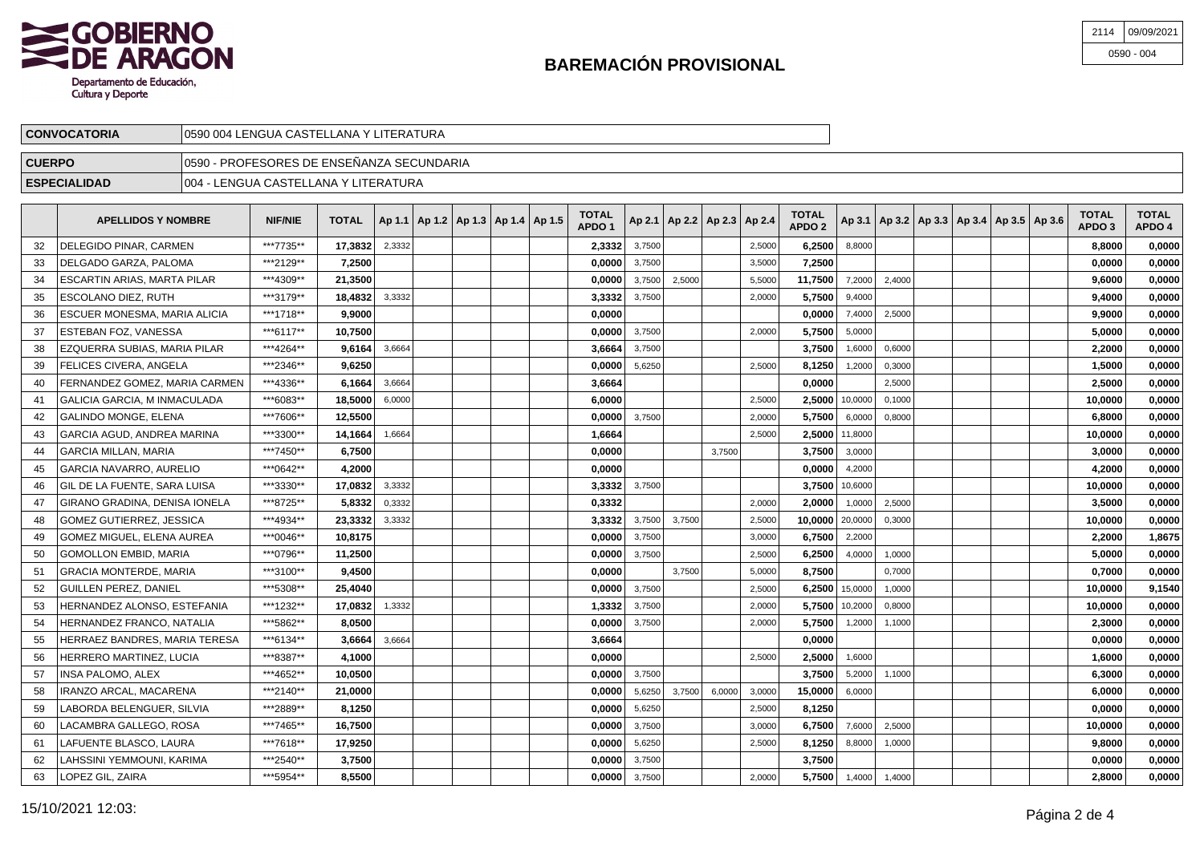# BAREMACIÓN PROVISIONAL

| 2114 | 09/09/2021 |
|---|---|
| 0590 - 004 | |

| CONVOCATORIA | 0590 004 LENGUA CASTELLANA Y LITERATURA |
|---|---|
| CUERPO | 0590 - PROFESORES DE ENSEÑANZA SECUNDARIA |
| ESPECIALIDAD | 004 - LENGUA CASTELLANA Y LITERATURA |

| | APELLIDOS Y NOMBRE | NIF/NIE | TOTAL | Ap 1.1 | Ap 1.2 | Ap 1.3 | Ap 1.4 | Ap 1.5 | TOTAL APDO 1 | Ap 2.1 | Ap 2.2 | Ap 2.3 | Ap 2.4 | TOTAL APDO 2 | Ap 3.1 | Ap 3.2 | Ap 3.3 | Ap 3.4 | Ap 3.5 | Ap 3.6 | TOTAL APDO 3 | TOTAL APDO 4 |
|---|---|---|---|---|---|---|---|---|---|---|---|---|---|---|---|---|---|---|---|---|---|---|
| 32 | DELEGIDO PINAR, CARMEN | ***7735** | 17,3832 | 2,3332 | | | | | 2,3332 | 3,7500 | | | 2,5000 | 6,2500 | 8,8000 | | | | | | 8,8000 | 0,0000 |
| 33 | DELGADO GARZA, PALOMA | ***2129** | 7,2500 | | | | | | 0,0000 | 3,7500 | | | 3,5000 | 7,2500 | | | | | | | 0,0000 | 0,0000 |
| 34 | ESCARTIN ARIAS, MARTA PILAR | ***4309** | 21,3500 | | | | | | 0,0000 | 3,7500 | 2,5000 | | 5,5000 | 11,7500 | 7,2000 | 2,4000 | | | | | 9,6000 | 0,0000 |
| 35 | ESCOLANO DIEZ, RUTH | ***3179** | 18,4832 | 3,3332 | | | | | 3,3332 | 3,7500 | | | 2,0000 | 5,7500 | 9,4000 | | | | | | 9,4000 | 0,0000 |
| 36 | ESCUER MONESMA, MARIA ALICIA | ***1718** | 9,9000 | | | | | | 0,0000 | | | | | 0,0000 | 7,4000 | 2,5000 | | | | | 9,9000 | 0,0000 |
| 37 | ESTEBAN FOZ, VANESSA | ***6117** | 10,7500 | | | | | | 0,0000 | 3,7500 | | | 2,0000 | 5,7500 | 5,0000 | | | | | | 5,0000 | 0,0000 |
| 38 | EZQUERRA SUBIAS, MARIA PILAR | ***4264** | 9,6164 | 3,6664 | | | | | 3,6664 | 3,7500 | | | | 3,7500 | 1,6000 | 0,6000 | | | | | 2,2000 | 0,0000 |
| 39 | FELICES CIVERA, ANGELA | ***2346** | 9,6250 | | | | | | 0,0000 | 5,6250 | | | 2,5000 | 8,1250 | 1,2000 | 0,3000 | | | | | 1,5000 | 0,0000 |
| 40 | FERNANDEZ GOMEZ, MARIA CARMEN | ***4336** | 6,1664 | 3,6664 | | | | | 3,6664 | | | | | 0,0000 | | 2,5000 | | | | | 2,5000 | 0,0000 |
| 41 | GALICIA GARCIA, M INMACULADA | ***6083** | 18,5000 | 6,0000 | | | | | 6,0000 | | | | 2,5000 | 2,5000 | 10,0000 | 0,1000 | | | | | 10,0000 | 0,0000 |
| 42 | GALINDO MONGE, ELENA | ***7606** | 12,5500 | | | | | | 0,0000 | 3,7500 | | | 2,0000 | 5,7500 | 6,0000 | 0,8000 | | | | | 6,8000 | 0,0000 |
| 43 | GARCIA AGUD, ANDREA MARINA | ***3300** | 14,1664 | 1,6664 | | | | | 1,6664 | | | | 2,5000 | 2,5000 | 11,8000 | | | | | | 10,0000 | 0,0000 |
| 44 | GARCIA MILLAN, MARIA | ***7450** | 6,7500 | | | | | | 0,0000 | | | 3,7500 | | 3,7500 | 3,0000 | | | | | | 3,0000 | 0,0000 |
| 45 | GARCIA NAVARRO, AURELIO | ***0642** | 4,2000 | | | | | | 0,0000 | | | | | 0,0000 | 4,2000 | | | | | | 4,2000 | 0,0000 |
| 46 | GIL DE LA FUENTE, SARA LUISA | ***3330** | 17,0832 | 3,3332 | | | | | 3,3332 | 3,7500 | | | | 3,7500 | 10,6000 | | | | | | 10,0000 | 0,0000 |
| 47 | GIRANO GRADINA, DENISA IONELA | ***8725** | 5,8332 | 0,3332 | | | | | 0,3332 | | | | 2,0000 | 2,0000 | 1,0000 | 2,5000 | | | | | 3,5000 | 0,0000 |
| 48 | GOMEZ GUTIERREZ, JESSICA | ***4934** | 23,3332 | 3,3332 | | | | | 3,3332 | 3,7500 | 3,7500 | | 2,5000 | 10,0000 | 20,0000 | 0,3000 | | | | | 10,0000 | 0,0000 |
| 49 | GOMEZ MIGUEL, ELENA AUREA | ***0046** | 10,8175 | | | | | | 0,0000 | 3,7500 | | | 3,0000 | 6,7500 | 2,2000 | | | | | | 2,2000 | 1,8675 |
| 50 | GOMOLLON EMBID, MARIA | ***0796** | 11,2500 | | | | | | 0,0000 | 3,7500 | | | 2,5000 | 6,2500 | 4,0000 | 1,0000 | | | | | 5,0000 | 0,0000 |
| 51 | GRACIA MONTERDE, MARIA | ***3100** | 9,4500 | | | | | | 0,0000 | | 3,7500 | | 5,0000 | 8,7500 | | 0,7000 | | | | | 0,7000 | 0,0000 |
| 52 | GUILLEN PEREZ, DANIEL | ***5308** | 25,4040 | | | | | | 0,0000 | 3,7500 | | | 2,5000 | 6,2500 | 15,0000 | 1,0000 | | | | | 10,0000 | 9,1540 |
| 53 | HERNANDEZ ALONSO, ESTEFANIA | ***1232** | 17,0832 | 1,3332 | | | | | 1,3332 | 3,7500 | | | 2,0000 | 5,7500 | 10,2000 | 0,8000 | | | | | 10,0000 | 0,0000 |
| 54 | HERNANDEZ FRANCO, NATALIA | ***5862** | 8,0500 | | | | | | 0,0000 | 3,7500 | | | 2,0000 | 5,7500 | 1,2000 | 1,1000 | | | | | 2,3000 | 0,0000 |
| 55 | HERRAEZ BANDRES, MARIA TERESA | ***6134** | 3,6664 | 3,6664 | | | | | 3,6664 | | | | | 0,0000 | | | | | | | 0,0000 | 0,0000 |
| 56 | HERRERO MARTINEZ, LUCIA | ***8387** | 4,1000 | | | | | | 0,0000 | | | | 2,5000 | 2,5000 | 1,6000 | | | | | | 1,6000 | 0,0000 |
| 57 | INSA PALOMO, ALEX | ***4652** | 10,0500 | | | | | | 0,0000 | 3,7500 | | | | 3,7500 | 5,2000 | 1,1000 | | | | | 6,3000 | 0,0000 |
| 58 | IRANZO ARCAL, MACARENA | ***2140** | 21,0000 | | | | | | 0,0000 | 5,6250 | 3,7500 | 6,0000 | 3,0000 | 15,0000 | 6,0000 | | | | | | 6,0000 | 0,0000 |
| 59 | LABORDA BELENGUER, SILVIA | ***2889** | 8,1250 | | | | | | 0,0000 | 5,6250 | | | 2,5000 | 8,1250 | | | | | | | 0,0000 | 0,0000 |
| 60 | LACAMBRA GALLEGO, ROSA | ***7465** | 16,7500 | | | | | | 0,0000 | 3,7500 | | | 3,0000 | 6,7500 | 7,6000 | 2,5000 | | | | | 10,0000 | 0,0000 |
| 61 | LAFUENTE BLASCO, LAURA | ***7618** | 17,9250 | | | | | | 0,0000 | 5,6250 | | | 2,5000 | 8,1250 | 8,8000 | 1,0000 | | | | | 9,8000 | 0,0000 |
| 62 | LAHSSINI YEMMOUNI, KARIMA | ***2540** | 3,7500 | | | | | | 0,0000 | 3,7500 | | | | 3,7500 | | | | | | | 0,0000 | 0,0000 |
| 63 | LOPEZ GIL, ZAIRA | ***5954** | 8,5500 | | | | | | 0,0000 | 3,7500 | | | 2,0000 | 5,7500 | 1,4000 | 1,4000 | | | | | 2,8000 | 0,0000 |

15/10/2021 12:03: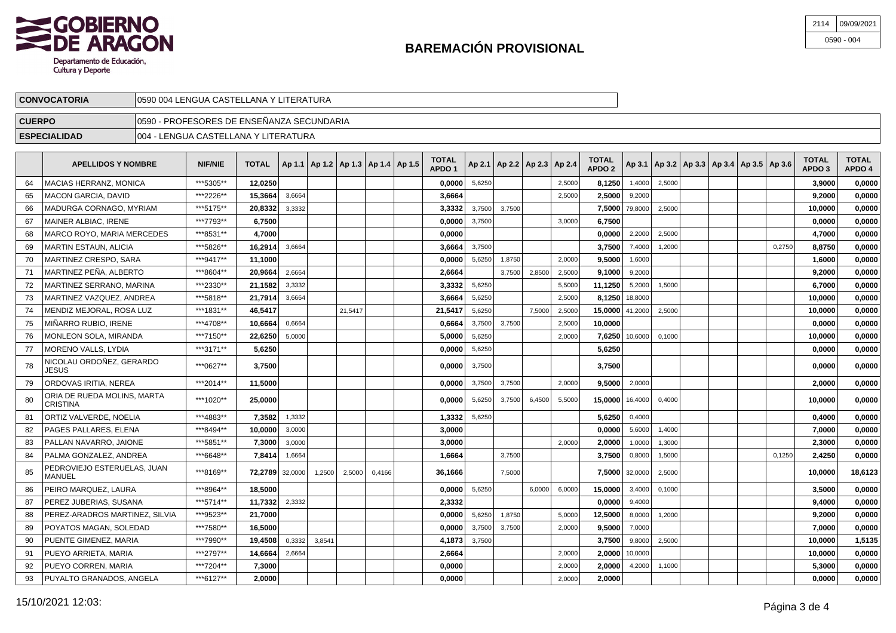# BAREMACIÓN PROVISIONAL

| 2114 | 09/09/2021 |
|---|---|
| 0590 - 004 | |

| CONVOCATORIA | 0590 004 LENGUA CASTELLANA Y LITERATURA |
|---|---|
| CUERPO | 0590 - PROFESORES DE ENSEÑANZA SECUNDARIA |
| ESPECIALIDAD | 004 - LENGUA CASTELLANA Y LITERATURA |

| | APELLIDOS Y NOMBRE | NIF/NIE | TOTAL | Ap 1.1 | Ap 1.2 | Ap 1.3 | Ap 1.4 | Ap 1.5 | TOTAL APDO 1 | Ap 2.1 | Ap 2.2 | Ap 2.3 | Ap 2.4 | TOTAL APDO 2 | Ap 3.1 | Ap 3.2 | Ap 3.3 | Ap 3.4 | Ap 3.5 | Ap 3.6 | TOTAL APDO 3 | TOTAL APDO 4 |
|---|---|---|---|---|---|---|---|---|---|---|---|---|---|---|---|---|---|---|---|---|---|---|
| 64 | MACIAS HERRANZ, MONICA | ***5305** | 12,0250 | | | | | | 0,0000 | 5,6250 | | | 2,5000 | 8,1250 | 1,4000 | 2,5000 | | | | | 3,9000 | 0,0000 |
| 65 | MACON GARCIA, DAVID | ***2226** | 15,3664 | 3,6664 | | | | | 3,6664 | | | | 2,5000 | 2,5000 | 9,2000 | | | | | | 9,2000 | 0,0000 |
| 66 | MADURGA CORNAGO, MYRIAM | ***5175** | 20,8332 | 3,3332 | | | | | 3,3332 | 3,7500 | 3,7500 | | | 7,5000 | 79,8000 | 2,5000 | | | | | 10,0000 | 0,0000 |
| 67 | MAINER ALBIAC, IRENE | ***7793** | 6,7500 | | | | | | 0,0000 | 3,7500 | | | 3,0000 | 6,7500 | | | | | | | 0,0000 | 0,0000 |
| 68 | MARCO ROYO, MARIA MERCEDES | ***8531** | 4,7000 | | | | | | 0,0000 | | | | | 0,0000 | 2,2000 | 2,5000 | | | | | 4,7000 | 0,0000 |
| 69 | MARTIN ESTAUN, ALICIA | ***5826** | 16,2914 | 3,6664 | | | | | 3,6664 | 3,7500 | | | | 3,7500 | 7,4000 | 1,2000 | | | | 0,2750 | 8,8750 | 0,0000 |
| 70 | MARTINEZ CRESPO, SARA | ***9417** | 11,1000 | | | | | | 0,0000 | 5,6250 | 1,8750 | | 2,0000 | 9,5000 | 1,6000 | | | | | | 1,6000 | 0,0000 |
| 71 | MARTINEZ PEÑA, ALBERTO | ***8604** | 20,9664 | 2,6664 | | | | | 2,6664 | | 3,7500 | 2,8500 | 2,5000 | 9,1000 | 9,2000 | | | | | | 9,2000 | 0,0000 |
| 72 | MARTINEZ SERRANO, MARINA | ***2330** | 21,1582 | 3,3332 | | | | | 3,3332 | 5,6250 | | | 5,5000 | 11,1250 | 5,2000 | 1,5000 | | | | | 6,7000 | 0,0000 |
| 73 | MARTINEZ VAZQUEZ, ANDREA | ***5818** | 21,7914 | 3,6664 | | | | | 3,6664 | 5,6250 | | | 2,5000 | 8,1250 | 18,8000 | | | | | | 10,0000 | 0,0000 |
| 74 | MENDIZ MEJORAL, ROSA LUZ | ***1831** | 46,5417 | | | 21,5417 | | | 21,5417 | 5,6250 | | 7,5000 | 2,5000 | 15,0000 | 41,2000 | 2,5000 | | | | | 10,0000 | 0,0000 |
| 75 | MIÑARRO RUBIO, IRENE | ***4708** | 10,6664 | 0,6664 | | | | | 0,6664 | 3,7500 | 3,7500 | | 2,5000 | 10,0000 | | | | | | | 0,0000 | 0,0000 |
| 76 | MONLEON SOLA, MIRANDA | ***7150** | 22,6250 | 5,0000 | | | | | 5,0000 | 5,6250 | | | 2,0000 | 7,6250 | 10,6000 | 0,1000 | | | | | 10,0000 | 0,0000 |
| 77 | MORENO VALLS, LYDIA | ***3171** | 5,6250 | | | | | | 0,0000 | 5,6250 | | | | 5,6250 | | | | | | | 0,0000 | 0,0000 |
| 78 | NICOLAU ORDOÑEZ, GERARDO JESUS | ***0627** | 3,7500 | | | | | | 0,0000 | 3,7500 | | | | 3,7500 | | | | | | | 0,0000 | 0,0000 |
| 79 | ORDOVAS IRITIA, NEREA | ***2014** | 11,5000 | | | | | | 0,0000 | 3,7500 | 3,7500 | | 2,0000 | 9,5000 | 2,0000 | | | | | | 2,0000 | 0,0000 |
| 80 | ORIA DE RUEDA MOLINS, MARTA CRISTINA | ***1020** | 25,0000 | | | | | | 0,0000 | 5,6250 | 3,7500 | 6,4500 | 5,5000 | 15,0000 | 16,4000 | 0,4000 | | | | | 10,0000 | 0,0000 |
| 81 | ORTIZ VALVERDE, NOELIA | ***4883** | 7,3582 | 1,3332 | | | | | 1,3332 | 5,6250 | | | | 5,6250 | 0,4000 | | | | | | 0,4000 | 0,0000 |
| 82 | PAGES PALLARES, ELENA | ***8494** | 10,0000 | 3,0000 | | | | | 3,0000 | | | | | 0,0000 | 5,6000 | 1,4000 | | | | | 7,0000 | 0,0000 |
| 83 | PALLAN NAVARRO, JAIONE | ***5851** | 7,3000 | 3,0000 | | | | | 3,0000 | | | | 2,0000 | 2,0000 | 1,0000 | 1,3000 | | | | | 2,3000 | 0,0000 |
| 84 | PALMA GONZALEZ, ANDREA | ***6648** | 7,8414 | 1,6664 | | | | | 1,6664 | | 3,7500 | | | 3,7500 | 0,8000 | 1,5000 | | | | 0,1250 | 2,4250 | 0,0000 |
| 85 | PEDROVIEJO ESTERUELAS, JUAN MANUEL | ***8169** | 72,2789 | 32,0000 | 1,2500 | 2,5000 | 0,4166 | | 36,1666 | | 7,5000 | | | 7,5000 | 32,0000 | 2,5000 | | | | | 10,0000 | 18,6123 |
| 86 | PEIRO MARQUEZ, LAURA | ***8964** | 18,5000 | | | | | | 0,0000 | 5,6250 | | 6,0000 | 6,0000 | 15,0000 | 3,4000 | 0,1000 | | | | | 3,5000 | 0,0000 |
| 87 | PEREZ JUBERIAS, SUSANA | ***5714** | 11,7332 | 2,3332 | | | | | 2,3332 | | | | | 0,0000 | 9,4000 | | | | | | 9,4000 | 0,0000 |
| 88 | PEREZ-ARADROS MARTINEZ, SILVIA | ***9523** | 21,7000 | | | | | | 0,0000 | 5,6250 | 1,8750 | | 5,0000 | 12,5000 | 8,0000 | 1,2000 | | | | | 9,2000 | 0,0000 |
| 89 | POYATOS MAGAN, SOLEDAD | ***7580** | 16,5000 | | | | | | 0,0000 | 3,7500 | 3,7500 | | 2,0000 | 9,5000 | 7,0000 | | | | | | 7,0000 | 0,0000 |
| 90 | PUENTE GIMENEZ, MARIA | ***7990** | 19,4508 | 0,3332 | 3,8541 | | | | 4,1873 | 3,7500 | | | | 3,7500 | 9,8000 | 2,5000 | | | | | 10,0000 | 1,5135 |
| 91 | PUEYO ARRIETA, MARIA | ***2797** | 14,6664 | 2,6664 | | | | | 2,6664 | | | | 2,0000 | 2,0000 | 10,0000 | | | | | | 10,0000 | 0,0000 |
| 92 | PUEYO CORREN, MARIA | ***7204** | 7,3000 | | | | | | 0,0000 | | | | 2,0000 | 2,0000 | 4,2000 | 1,1000 | | | | | 5,3000 | 0,0000 |
| 93 | PUYALTO GRANADOS, ANGELA | ***6127** | 2,0000 | | | | | | 0,0000 | | | | 2,0000 | 2,0000 | | | | | | | 0,0000 | 0,0000 |

15/10/2021 12:03: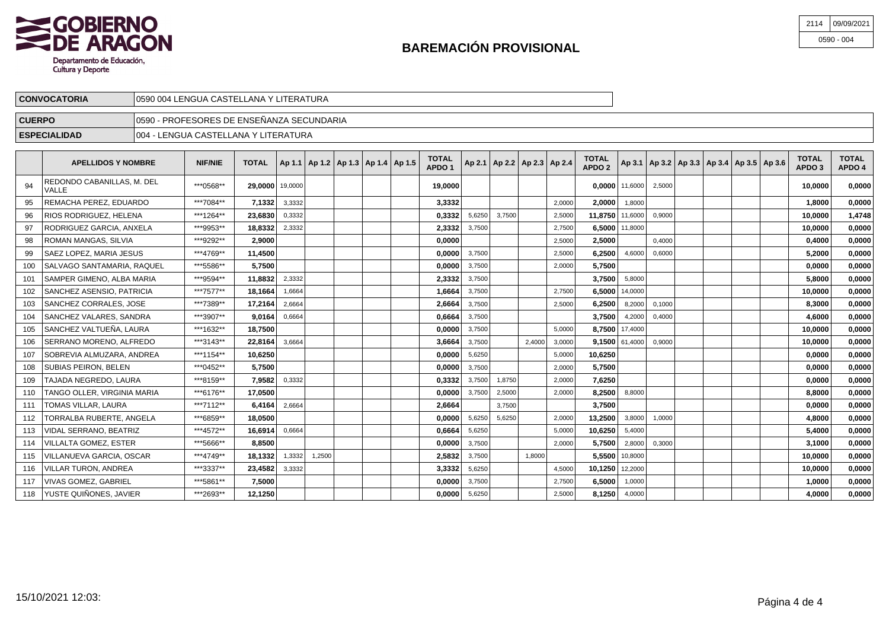# BAREMACIÓN PROVISIONAL

| 2114 | 09/09/2021 |
|---|---|
| 0590 - 004 | |

| | |
|---|---|
| **CONVOCATORIA** | 0590 004 LENGUA CASTELLANA Y LITERATURA |
| **CUERPO** | 0590 - PROFESORES DE ENSEÑANZA SECUNDARIA |
| **ESPECIALIDAD** | 004 - LENGUA CASTELLANA Y LITERATURA |

| | APELLIDOS Y NOMBRE | NIF/NIE | TOTAL | Ap 1.1 | Ap 1.2 | Ap 1.3 | Ap 1.4 | Ap 1.5 | TOTAL APDO 1 | Ap 2.1 | Ap 2.2 | Ap 2.3 | Ap 2.4 | TOTAL APDO 2 | Ap 3.1 | Ap 3.2 | Ap 3.3 | Ap 3.4 | Ap 3.5 | Ap 3.6 | TOTAL APDO 3 | TOTAL APDO 4 |
|---|---|---|---|---|---|---|---|---|---|---|---|---|---|---|---|---|---|---|---|---|---|---|
| 94 | REDONDO CABANILLAS, M. DEL VALLE | ***0568** | **29,0000** | 19,0000 | | | | | **19,0000** | | | | | **0,0000** | 11,6000 | 2,5000 | | | | | **10,0000** | **0,0000** |
| 95 | REMACHA PEREZ, EDUARDO | ***7084** | **7,1332** | 3,3332 | | | | | **3,3332** | | | | 2,0000 | **2,0000** | 1,8000 | | | | | | **1,8000** | **0,0000** |
| 96 | RIOS RODRIGUEZ, HELENA | ***1264** | **23,6830** | 0,3332 | | | | | **0,3332** | 5,6250 | 3,7500 | | 2,5000 | **11,8750** | 11,6000 | 0,9000 | | | | | **10,0000** | **1,4748** |
| 97 | RODRIGUEZ GARCIA, ANXELA | ***9953** | **18,8332** | 2,3332 | | | | | **2,3332** | 3,7500 | | | 2,7500 | **6,5000** | 11,8000 | | | | | | **10,0000** | **0,0000** |
| 98 | ROMAN MANGAS, SILVIA | ***9292** | **2,9000** | | | | | | **0,0000** | | | | 2,5000 | **2,5000** | | 0,4000 | | | | | **0,4000** | **0,0000** |
| 99 | SAEZ LOPEZ, MARIA JESUS | ***4769** | **11,4500** | | | | | | **0,0000** | 3,7500 | | | 2,5000 | **6,2500** | 4,6000 | 0,6000 | | | | | **5,2000** | **0,0000** |
| 100 | SALVAGO SANTAMARIA, RAQUEL | ***5586** | **5,7500** | | | | | | **0,0000** | 3,7500 | | | 2,0000 | **5,7500** | | | | | | | **0,0000** | **0,0000** |
| 101 | SAMPER GIMENO, ALBA MARIA | ***9594** | **11,8832** | 2,3332 | | | | | **2,3332** | 3,7500 | | | | **3,7500** | 5,8000 | | | | | | **5,8000** | **0,0000** |
| 102 | SANCHEZ ASENSIO, PATRICIA | ***7577** | **18,1664** | 1,6664 | | | | | **1,6664** | 3,7500 | | | 2,7500 | **6,5000** | 14,0000 | | | | | | **10,0000** | **0,0000** |
| 103 | SANCHEZ CORRALES, JOSE | ***7389** | **17,2164** | 2,6664 | | | | | **2,6664** | 3,7500 | | | 2,5000 | **6,2500** | 8,2000 | 0,1000 | | | | | **8,3000** | **0,0000** |
| 104 | SANCHEZ VALARES, SANDRA | ***3907** | **9,0164** | 0,6664 | | | | | **0,6664** | 3,7500 | | | | **3,7500** | 4,2000 | 0,4000 | | | | | **4,6000** | **0,0000** |
| 105 | SANCHEZ VALTUEÑA, LAURA | ***1632** | **18,7500** | | | | | | **0,0000** | 3,7500 | | | 5,0000 | **8,7500** | 17,4000 | | | | | | **10,0000** | **0,0000** |
| 106 | SERRANO MORENO, ALFREDO | ***3143** | **22,8164** | 3,6664 | | | | | **3,6664** | 3,7500 | | 2,4000 | 3,0000 | **9,1500** | 61,4000 | 0,9000 | | | | | **10,0000** | **0,0000** |
| 107 | SOBREVIA ALMUZARA, ANDREA | ***1154** | **10,6250** | | | | | | **0,0000** | 5,6250 | | | 5,0000 | **10,6250** | | | | | | | **0,0000** | **0,0000** |
| 108 | SUBIAS PEIRON, BELEN | ***0452** | **5,7500** | | | | | | **0,0000** | 3,7500 | | | 2,0000 | **5,7500** | | | | | | | **0,0000** | **0,0000** |
| 109 | TAJADA NEGREDO, LAURA | ***8159** | **7,9582** | 0,3332 | | | | | **0,3332** | 3,7500 | 1,8750 | | 2,0000 | **7,6250** | | | | | | | **0,0000** | **0,0000** |
| 110 | TANGO OLLER, VIRGINIA MARIA | ***6176** | **17,0500** | | | | | | **0,0000** | 3,7500 | 2,5000 | | 2,0000 | **8,2500** | 8,8000 | | | | | | **8,8000** | **0,0000** |
| 111 | TOMAS VILLAR, LAURA | ***7112** | **6,4164** | 2,6664 | | | | | **2,6664** | | 3,7500 | | | **3,7500** | | | | | | | **0,0000** | **0,0000** |
| 112 | TORRALBA RUBERTE, ANGELA | ***6859** | **18,0500** | | | | | | **0,0000** | 5,6250 | 5,6250 | | 2,0000 | **13,2500** | 3,8000 | 1,0000 | | | | | **4,8000** | **0,0000** |
| 113 | VIDAL SERRANO, BEATRIZ | ***4572** | **16,6914** | 0,6664 | | | | | **0,6664** | 5,6250 | | | 5,0000 | **10,6250** | 5,4000 | | | | | | **5,4000** | **0,0000** |
| 114 | VILLALTA GOMEZ, ESTER | ***5666** | **8,8500** | | | | | | **0,0000** | 3,7500 | | | 2,0000 | **5,7500** | 2,8000 | 0,3000 | | | | | **3,1000** | **0,0000** |
| 115 | VILLANUEVA GARCIA, OSCAR | ***4749** | **18,1332** | 1,3332 | 1,2500 | | | | **2,5832** | 3,7500 | | 1,8000 | | **5,5500** | 10,8000 | | | | | | **10,0000** | **0,0000** |
| 116 | VILLAR TURON, ANDREA | ***3337** | **23,4582** | 3,3332 | | | | | **3,3332** | 5,6250 | | | 4,5000 | **10,1250** | 12,2000 | | | | | | **10,0000** | **0,0000** |
| 117 | VIVAS GOMEZ, GABRIEL | ***5861** | **7,5000** | | | | | | **0,0000** | 3,7500 | | | 2,7500 | **6,5000** | 1,0000 | | | | | | **1,0000** | **0,0000** |
| 118 | YUSTE QUIÑONES, JAVIER | ***2693** | **12,1250** | | | | | | **0,0000** | 5,6250 | | | 2,5000 | **8,1250** | 4,0000 | | | | | | **4,0000** | **0,0000** |

15/10/2021 12:03: